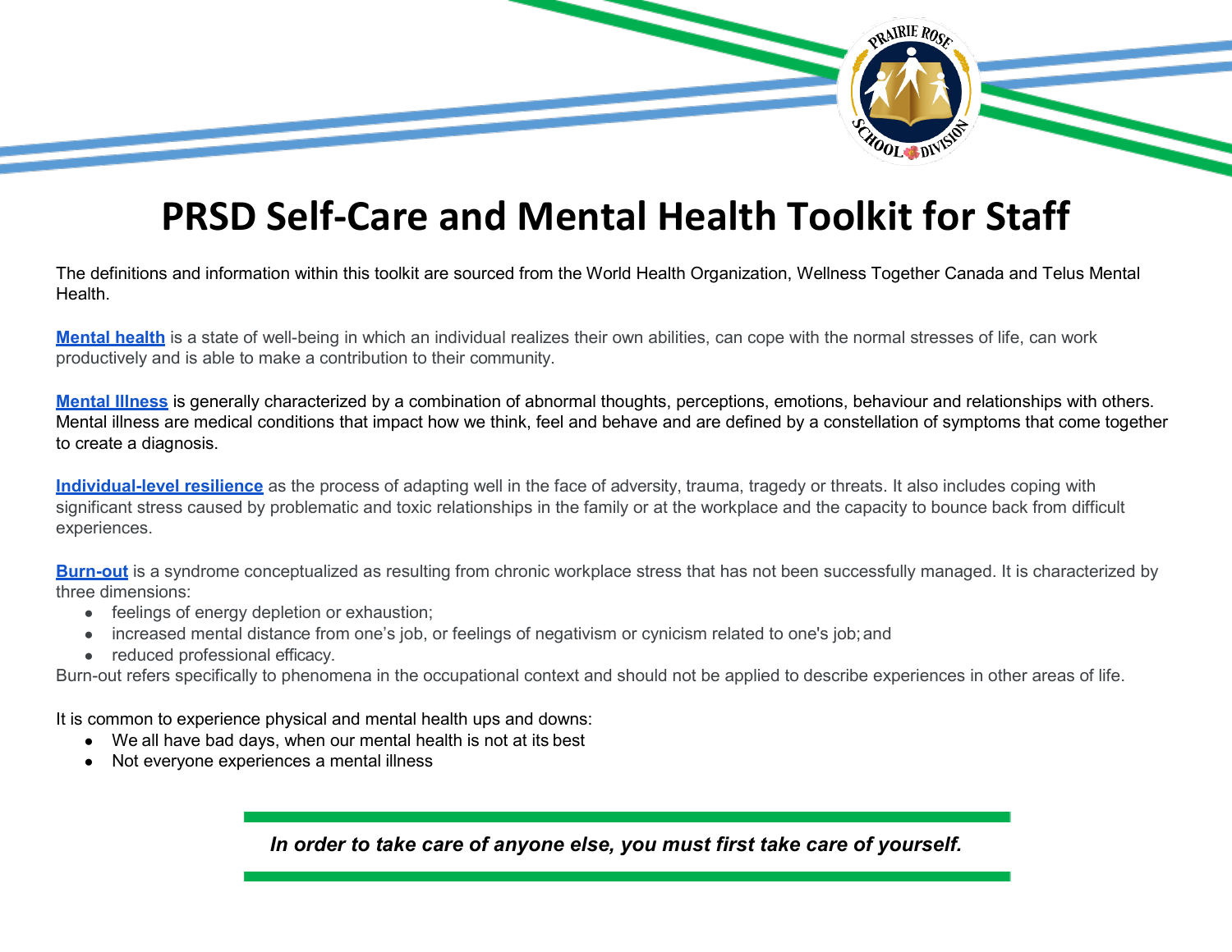# PRSD Self-Care and Mental Health Toolkit for Staff

The definitions and information within this toolkit are sourced from the World Health Organization, Wellness Together Canada and Telus Mental Health.

**Mental health** is a state of well-being in which an individual realizes their own abilities, can cope with the normal stresses of life, can work productively and is able to make a contribution to their community.

**Mental Illness** is generally characterized by a combination of abnormal thoughts, perceptions, emotions, behaviour and relationships with others. Mental illness are medical conditions that impact how we think, feel and behave and are defined by a constellation of symptoms that come together to create a diagnosis.

**Individual-level resilience** as the process of adapting well in the face of adversity, trauma, tragedy or threats. It also includes coping with significant stress caused by problematic and toxic relationships in the family or at the workplace and the capacity to bounce back from difficult experiences.

**Burn-out** is a syndrome conceptualized as resulting from chronic workplace stress that has not been successfully managed. It is characterized by three dimensions:

- feelings of energy depletion or exhaustion;
- increased mental distance from one's job, or feelings of negativism or cynicism related to one's job; and
- reduced professional efficacy.

Burn-out refers specifically to phenomena in the occupational context and should not be applied to describe experiences in other areas of life.

It is common to experience physical and mental health ups and downs:

- We all have bad days, when our mental health is not at its best
- Not everyone experiences a mental illness

***In order to take care of anyone else, you must first take care of yourself.***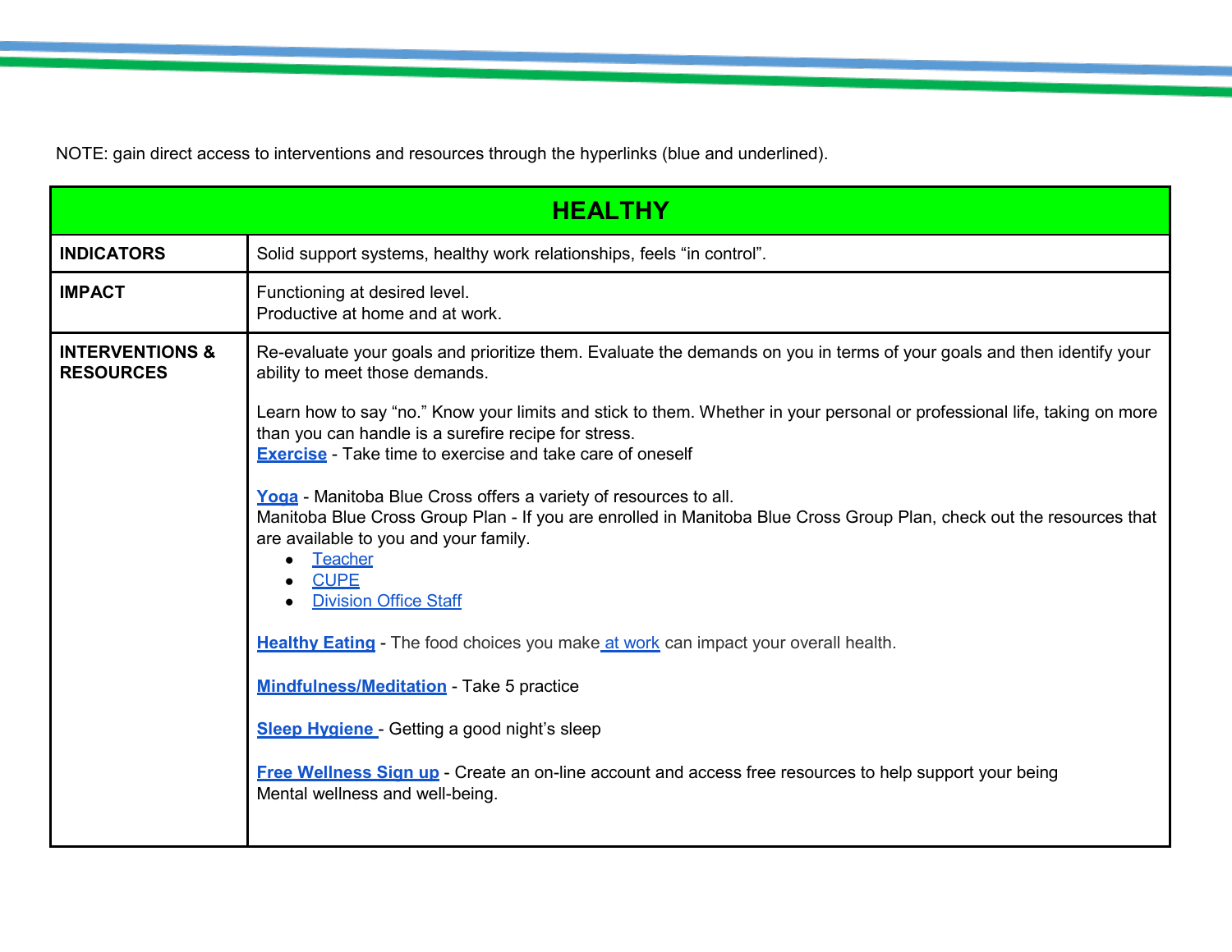NOTE: gain direct access to interventions and resources through the hyperlinks (blue and underlined).

| HEALTHY | |
|---|---|
| **INDICATORS** | Solid support systems, healthy work relationships, feels "in control". |
| **IMPACT** | Functioning at desired level.<br>Productive at home and at work. |
| **INTERVENTIONS & RESOURCES** | Re-evaluate your goals and prioritize them. Evaluate the demands on you in terms of your goals and then identify your ability to meet those demands.<br><br>Learn how to say "no." Know your limits and stick to them. Whether in your personal or professional life, taking on more than you can handle is a surefire recipe for stress.<br>**Exercise** - Take time to exercise and take care of oneself<br><br>**Yoga** - Manitoba Blue Cross offers a variety of resources to all.<br>Manitoba Blue Cross Group Plan - If you are enrolled in Manitoba Blue Cross Group Plan, check out the resources that are available to you and your family.<br>• Teacher<br>• CUPE<br>• Division Office Staff<br><br>**Healthy Eating** - The food choices you make at work can impact your overall health.<br><br>**Mindfulness/Meditation** - Take 5 practice<br><br>**Sleep Hygiene** - Getting a good night's sleep<br><br>**Free Wellness Sign up** - Create an on-line account and access free resources to help support your being Mental wellness and well-being. |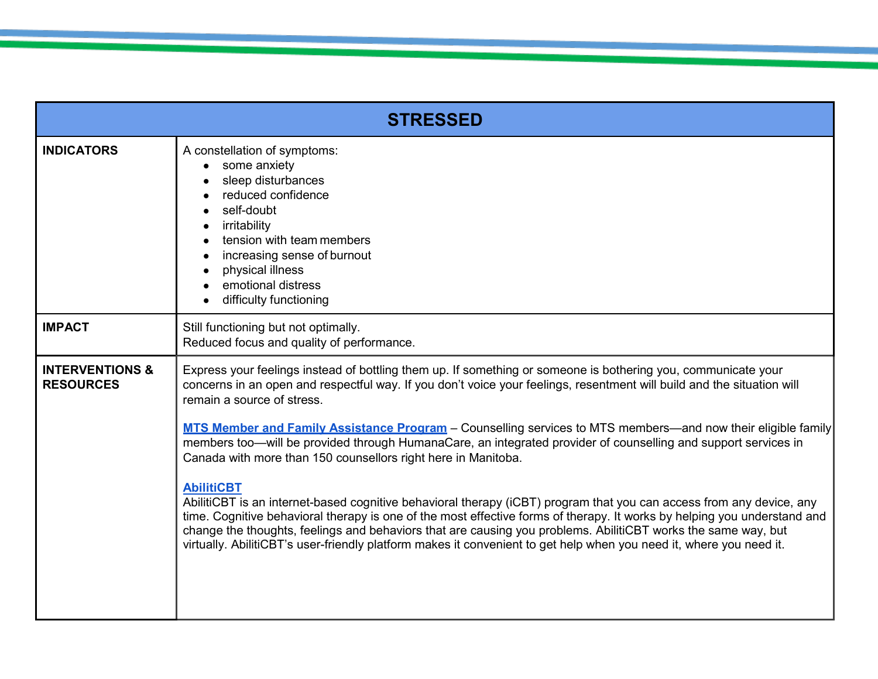| STRESSED | |
|---|---|
| **INDICATORS** | A constellation of symptoms:<br>• some anxiety<br>• sleep disturbances<br>• reduced confidence<br>• self-doubt<br>• irritability<br>• tension with team members<br>• increasing sense of burnout<br>• physical illness<br>• emotional distress<br>• difficulty functioning |
| **IMPACT** | Still functioning but not optimally.<br>Reduced focus and quality of performance. |
| **INTERVENTIONS & RESOURCES** | Express your feelings instead of bottling them up. If something or someone is bothering you, communicate your concerns in an open and respectful way. If you don't voice your feelings, resentment will build and the situation will remain a source of stress.<br><br>**MTS Member and Family Assistance Program** – Counselling services to MTS members—and now their eligible family members too—will be provided through HumanaCare, an integrated provider of counselling and support services in Canada with more than 150 counsellors right here in Manitoba.<br><br>**AbilitiCBT**<br>AbilitiCBT is an internet-based cognitive behavioral therapy (iCBT) program that you can access from any device, any time. Cognitive behavioral therapy is one of the most effective forms of therapy. It works by helping you understand and change the thoughts, feelings and behaviors that are causing you problems. AbilitiCBT works the same way, but virtually. AbilitiCBT's user-friendly platform makes it convenient to get help when you need it, where you need it. |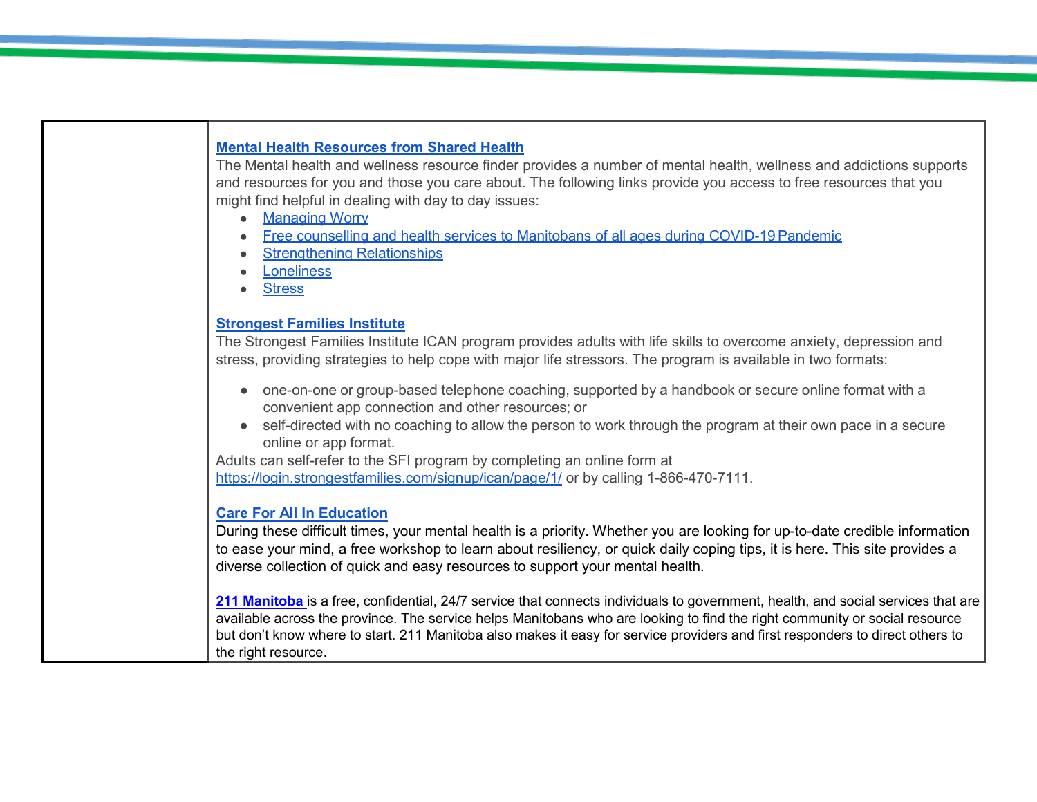**Mental Health Resources from Shared Health**

The Mental health and wellness resource finder provides a number of mental health, wellness and addictions supports and resources for you and those you care about. The following links provide you access to free resources that you might find helpful in dealing with day to day issues:

- Managing Worry
- Free counselling and health services to Manitobans of all ages during COVID-19 Pandemic
- Strengthening Relationships
- Loneliness
- Stress

**Strongest Families Institute**

The Strongest Families Institute ICAN program provides adults with life skills to overcome anxiety, depression and stress, providing strategies to help cope with major life stressors. The program is available in two formats:

- one-on-one or group-based telephone coaching, supported by a handbook or secure online format with a convenient app connection and other resources; or
- self-directed with no coaching to allow the person to work through the program at their own pace in a secure online or app format.

Adults can self-refer to the SFI program by completing an online form at https://login.strongestfamilies.com/signup/ican/page/1/ or by calling 1-866-470-7111.

**Care For All In Education**

During these difficult times, your mental health is a priority. Whether you are looking for up-to-date credible information to ease your mind, a free workshop to learn about resiliency, or quick daily coping tips, it is here. This site provides a diverse collection of quick and easy resources to support your mental health.

**211 Manitoba** is a free, confidential, 24/7 service that connects individuals to government, health, and social services that are available across the province. The service helps Manitobans who are looking to find the right community or social resource but don't know where to start. 211 Manitoba also makes it easy for service providers and first responders to direct others to the right resource.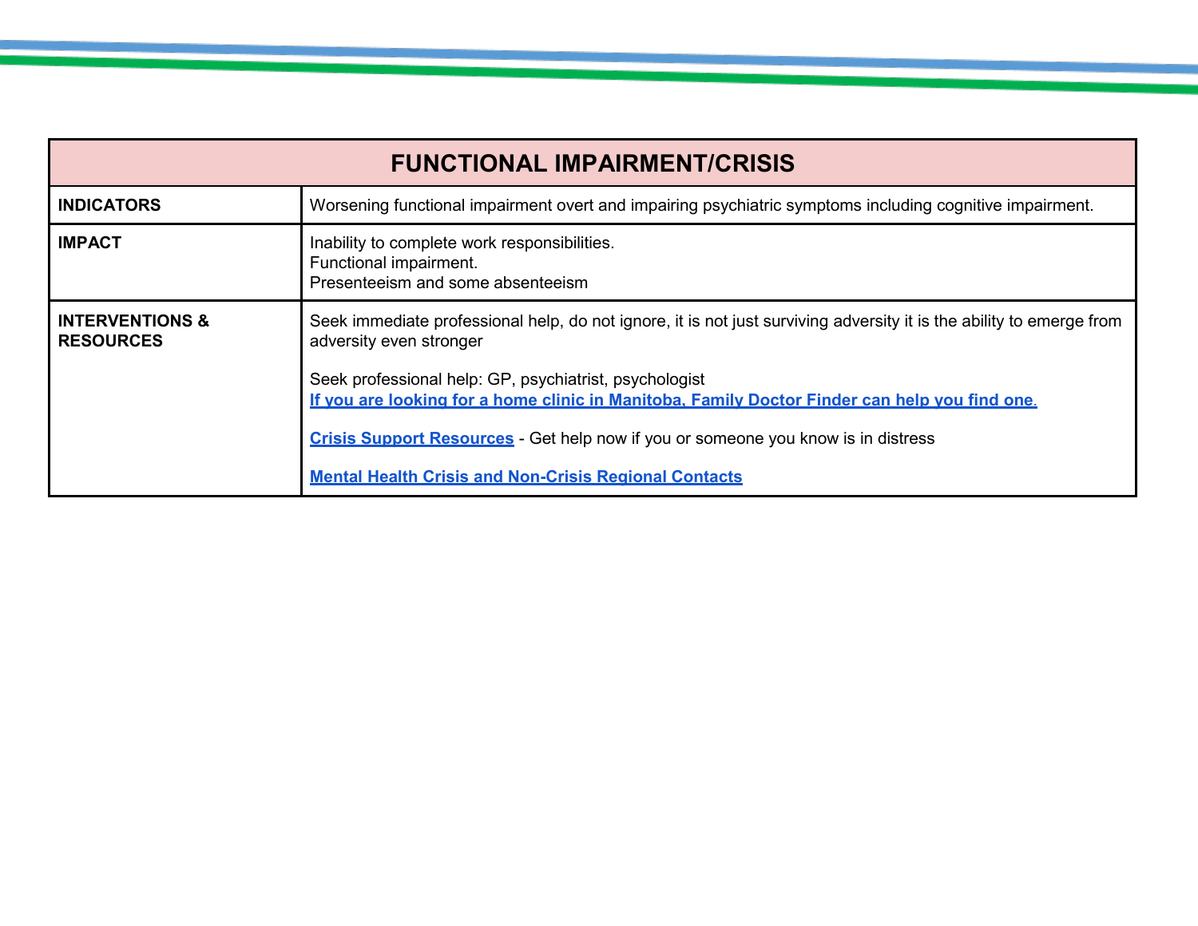| FUNCTIONAL IMPAIRMENT/CRISIS | |
|---|---|
| **INDICATORS** | Worsening functional impairment overt and impairing psychiatric symptoms including cognitive impairment. |
| **IMPACT** | Inability to complete work responsibilities.<br>Functional impairment.<br>Presenteeism and some absenteeism |
| **INTERVENTIONS & RESOURCES** | Seek immediate professional help, do not ignore, it is not just surviving adversity it is the ability to emerge from adversity even stronger<br><br>Seek professional help: GP, psychiatrist, psychologist<br>**If you are looking for a home clinic in Manitoba, Family Doctor Finder can help you find one.**<br><br>**Crisis Support Resources** - Get help now if you or someone you know is in distress<br><br>**Mental Health Crisis and Non-Crisis Regional Contacts** |